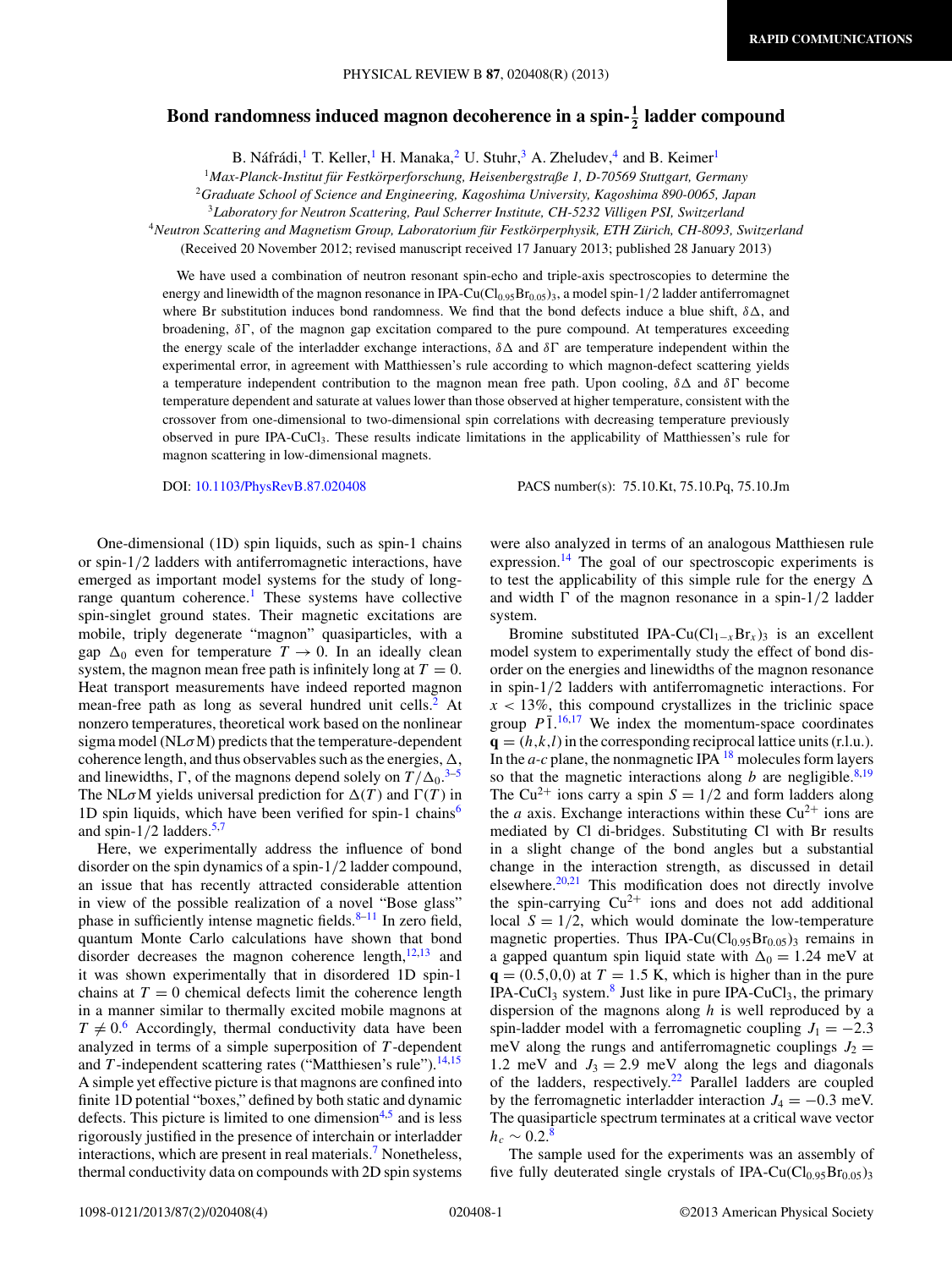# Bond randomness induced magnon decoherence in a spin-$\frac{1}{2}$ ladder compound

B. Náfrádi,[1] T. Keller,[1] H. Manaka,[2] U. Stuhr,[3] A. Zheludev,[4] and B. Keimer[1]

[1]*Max-Planck-Institut für Festkörperforschung, Heisenbergstraße 1, D-70569 Stuttgart, Germany*
[2]*Graduate School of Science and Engineering, Kagoshima University, Kagoshima 890-0065, Japan*
[3]*Laboratory for Neutron Scattering, Paul Scherrer Institute, CH-5232 Villigen PSI, Switzerland*
[4]*Neutron Scattering and Magnetism Group, Laboratorium für Festkörperphysik, ETH Zürich, CH-8093, Switzerland*

(Received 20 November 2012; revised manuscript received 17 January 2013; published 28 January 2013)

We have used a combination of neutron resonant spin-echo and triple-axis spectroscopies to determine the energy and linewidth of the magnon resonance in IPA-$Cu(Cl_{0.95}Br_{0.05})_3$, a model spin-1/2 ladder antiferromagnet where Br substitution induces bond randomness. We find that the bond defects induce a blue shift, $\delta\Delta$, and broadening, $\delta\Gamma$, of the magnon gap excitation compared to the pure compound. At temperatures exceeding the energy scale of the interladder exchange interactions, $\delta\Delta$ and $\delta\Gamma$ are temperature independent within the experimental error, in agreement with Matthiessen's rule according to which magnon-defect scattering yields a temperature independent contribution to the magnon mean free path. Upon cooling, $\delta\Delta$ and $\delta\Gamma$ become temperature dependent and saturate at values lower than those observed at higher temperature, consistent with the crossover from one-dimensional to two-dimensional spin correlations with decreasing temperature previously observed in pure IPA-$CuCl_3$. These results indicate limitations in the applicability of Matthiessen's rule for magnon scattering in low-dimensional magnets.

DOI: 10.1103/PhysRevB.87.020408 PACS number(s): 75.10.Kt, 75.10.Pq, 75.10.Jm

One-dimensional (1D) spin liquids, such as spin-1 chains or spin-1/2 ladders with antiferromagnetic interactions, have emerged as important model systems for the study of long-range quantum coherence.[1] These systems have collective spin-singlet ground states. Their magnetic excitations are mobile, triply degenerate "magnon" quasiparticles, with a gap $\Delta_0$ even for temperature $T \to 0$. In an ideally clean system, the magnon mean free path is infinitely long at $T = 0$. Heat transport measurements have indeed reported magnon mean-free path as long as several hundred unit cells.[2] At nonzero temperatures, theoretical work based on the nonlinear sigma model (NL$\sigma$M) predicts that the temperature-dependent coherence length, and thus observables such as the energies, $\Delta$, and linewidths, $\Gamma$, of the magnons depend solely on $T/\Delta_0$.[3–5] The NL$\sigma$M yields universal prediction for $\Delta(T)$ and $\Gamma(T)$ in 1D spin liquids, which have been verified for spin-1 chains[6] and spin-1/2 ladders.[5,7]

Here, we experimentally address the influence of bond disorder on the spin dynamics of a spin-1/2 ladder compound, an issue that has recently attracted considerable attention in view of the possible realization of a novel "Bose glass" phase in sufficiently intense magnetic fields.[8–11] In zero field, quantum Monte Carlo calculations have shown that bond disorder decreases the magnon coherence length,[12,13] and it was shown experimentally that in disordered 1D spin-1 chains at $T = 0$ chemical defects limit the coherence length in a manner similar to thermally excited mobile magnons at $T \neq 0$.[6] Accordingly, thermal conductivity data have been analyzed in terms of a simple superposition of $T$-dependent and $T$-independent scattering rates ("Matthiesen's rule").[14,15] A simple yet effective picture is that magnons are confined into finite 1D potential "boxes," defined by both static and dynamic defects. This picture is limited to one dimension[4,5] and is less rigorously justified in the presence of interchain or interladder interactions, which are present in real materials.[7] Nonetheless, thermal conductivity data on compounds with 2D spin systems were also analyzed in terms of an analogous Matthiesen rule expression.[14] The goal of our spectroscopic experiments is to test the applicability of this simple rule for the energy $\Delta$ and width $\Gamma$ of the magnon resonance in a spin-1/2 ladder system.

Bromine substituted IPA-$Cu(Cl_{1-x}Br_x)_3$ is an excellent model system to experimentally study the effect of bond disorder on the energies and linewidths of the magnon resonance in spin-1/2 ladders with antiferromagnetic interactions. For $x < 13\%$, this compound crystallizes in the triclinic space group $P\bar{1}$.[16,17] We index the momentum-space coordinates $\mathbf{q} = (h,k,l)$ in the corresponding reciprocal lattice units (r.l.u.). In the *a-c* plane, the nonmagnetic IPA [18] molecules form layers so that the magnetic interactions along *b* are negligible.[8,19] The $Cu^{2+}$ ions carry a spin $S = 1/2$ and form ladders along the *a* axis. Exchange interactions within these $Cu^{2+}$ ions are mediated by Cl di-bridges. Substituting Cl with Br results in a slight change of the bond angles but a substantial change in the interaction strength, as discussed in detail elsewhere.[20,21] This modification does not directly involve the spin-carrying $Cu^{2+}$ ions and does not add additional local $S = 1/2$, which would dominate the low-temperature magnetic properties. Thus IPA-$Cu(Cl_{0.95}Br_{0.05})_3$ remains in a gapped quantum spin liquid state with $\Delta_0 = 1.24$ meV at $\mathbf{q} = (0.5,0,0)$ at $T = 1.5$ K, which is higher than in the pure IPA-$CuCl_3$ system.[8] Just like in pure IPA-$CuCl_3$, the primary dispersion of the magnons along *h* is well reproduced by a spin-ladder model with a ferromagnetic coupling $J_1 = -2.3$ meV along the rungs and antiferromagnetic couplings $J_2 = 1.2$ meV and $J_3 = 2.9$ meV along the legs and diagonals of the ladders, respectively.[22] Parallel ladders are coupled by the ferromagnetic interladder interaction $J_4 = -0.3$ meV. The quasiparticle spectrum terminates at a critical wave vector $h_c \sim 0.2$.[8]

The sample used for the experiments was an assembly of five fully deuterated single crystals of IPA-$Cu(Cl_{0.95}Br_{0.05})_3$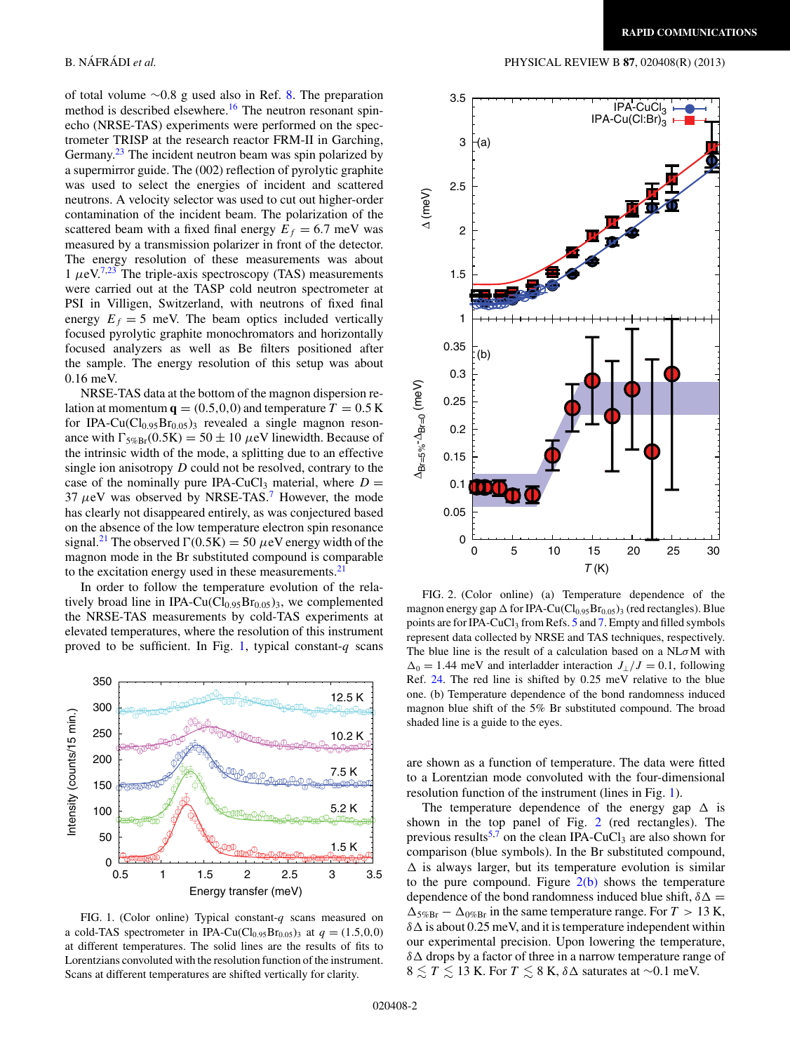of total volume ~0.8 g used also in Ref. 8. The preparation method is described elsewhere.[16] The neutron resonant spin-echo (NRSE-TAS) experiments were performed on the spectrometer TRISP at the research reactor FRM-II in Garching, Germany.[23] The incident neutron beam was spin polarized by a supermirror guide. The (002) reflection of pyrolytic graphite was used to select the energies of incident and scattered neutrons. A velocity selector was used to cut out higher-order contamination of the incident beam. The polarization of the scattered beam with a fixed final energy $E_f = 6.7$ meV was measured by a transmission polarizer in front of the detector. The energy resolution of these measurements was about 1 $\mu$eV.[7,23] The triple-axis spectroscopy (TAS) measurements were carried out at the TASP cold neutron spectrometer at PSI in Villigen, Switzerland, with neutrons of fixed final energy $E_f = 5$ meV. The beam optics included vertically focused pyrolytic graphite monochromators and horizontally focused analyzers as well as Be filters positioned after the sample. The energy resolution of this setup was about 0.16 meV.

NRSE-TAS data at the bottom of the magnon dispersion relation at momentum $\mathbf{q} = (0.5,0,0)$ and temperature $T = 0.5$ K for IPA-Cu($Cl_{0.95}Br_{0.05}$)$_3$ revealed a single magnon resonance with $\Gamma_{5\%\mathrm{Br}}(0.5\mathrm{K}) = 50 \pm 10$ $\mu$eV linewidth. Because of the intrinsic width of the mode, a splitting due to an effective single ion anisotropy $D$ could not be resolved, contrary to the case of the nominally pure IPA-$CuCl_3$ material, where $D = 37$ $\mu$eV was observed by NRSE-TAS.[7] However, the mode has clearly not disappeared entirely, as was conjectured based on the absence of the low temperature electron spin resonance signal.[21] The observed $\Gamma(0.5\mathrm{K}) = 50$ $\mu$eV energy width of the magnon mode in the Br substituted compound is comparable to the excitation energy used in these measurements.[21]

In order to follow the temperature evolution of the relatively broad line in IPA-Cu($Cl_{0.95}Br_{0.05}$)$_3$, we complemented the NRSE-TAS measurements by cold-TAS experiments at elevated temperatures, where the resolution of this instrument proved to be sufficient. In Fig. 1, typical constant-$q$ scans are shown as a function of temperature. The data were fitted to a Lorentzian mode convoluted with the four-dimensional resolution function of the instrument (lines in Fig. 1).

FIG. 1. (Color online) Typical constant-$q$ scans measured on a cold-TAS spectrometer in IPA-Cu($Cl_{0.95}Br_{0.05}$)$_3$ at $q = (1.5,0,0)$ at different temperatures. The solid lines are the results of fits to Lorentzians convoluted with the resolution function of the instrument. Scans at different temperatures are shifted vertically for clarity.

The temperature dependence of the energy gap $\Delta$ is shown in the top panel of Fig. 2 (red rectangles). The previous results[5,7] on the clean IPA-$CuCl_3$ are also shown for comparison (blue symbols). In the Br substituted compound, $\Delta$ is always larger, but its temperature evolution is similar to the pure compound. Figure 2(b) shows the temperature dependence of the bond randomness induced blue shift, $\delta\Delta = \Delta_{5\%\mathrm{Br}} - \Delta_{0\%\mathrm{Br}}$ in the same temperature range. For $T > 13$ K, $\delta\Delta$ is about 0.25 meV, and it is temperature independent within our experimental precision. Upon lowering the temperature, $\delta\Delta$ drops by a factor of three in a narrow temperature range of $8 \lesssim T \lesssim 13$ K. For $T \lesssim 8$ K, $\delta\Delta$ saturates at ~0.1 meV.

FIG. 2. (Color online) (a) Temperature dependence of the magnon energy gap $\Delta$ for IPA-Cu($Cl_{0.95}Br_{0.05}$)$_3$ (red rectangles). Blue points are for IPA-$CuCl_3$ from Refs. 5 and 7. Empty and filled symbols represent data collected by NRSE and TAS techniques, respectively. The blue line is the result of a calculation based on a NL$\sigma$M with $\Delta_0 = 1.44$ meV and interladder interaction $J_\perp/J = 0.1$, following Ref. 24. The red line is shifted by 0.25 meV relative to the blue one. (b) Temperature dependence of the bond randomness induced magnon blue shift of the 5% Br substituted compound. The broad shaded line is a guide to the eyes.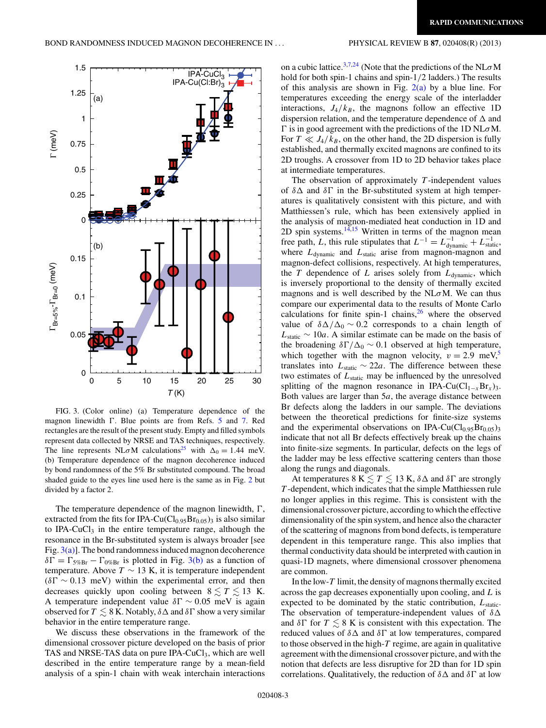FIG. 3. (Color online) (a) Temperature dependence of the magnon linewidth Γ. Blue points are from Refs. 5 and 7. Red rectangles are the result of the present study. Empty and filled symbols represent data collected by NRSE and TAS techniques, respectively. The line represents NLσM calculations[25] with $\Delta_0 = 1.44$ meV. (b) Temperature dependence of the magnon decoherence induced by bond randomness of the 5% Br substituted compound. The broad shaded guide to the eyes line used here is the same as in Fig. 2 but divided by a factor 2.

The temperature dependence of the magnon linewidth, Γ, extracted from the fits for IPA-Cu($Cl_{0.95}Br_{0.05}$)$_3$ is also similar to IPA-$CuCl_3$ in the entire temperature range, although the resonance in the Br-substituted system is always broader [see Fig. 3(a)]. The bond randomness induced magnon decoherence $\delta\Gamma = \Gamma_{5\%\mathrm{Br}} - \Gamma_{0\%\mathrm{Br}}$ is plotted in Fig. 3(b) as a function of temperature. Above $T \sim 13$ K, it is temperature independent ($\delta\Gamma \sim 0.13$ meV) within the experimental error, and then decreases quickly upon cooling between $8 \lesssim T \lesssim 13$ K. A temperature independent value $\delta\Gamma \sim 0.05$ meV is again observed for $T \lesssim 8$ K. Notably, $\delta\Delta$ and $\delta\Gamma$ show a very similar behavior in the entire temperature range.

We discuss these observations in the framework of the dimensional crossover picture developed on the basis of prior TAS and NRSE-TAS data on pure IPA-$CuCl_3$, which are well described in the entire temperature range by a mean-field analysis of a spin-1 chain with weak interchain interactions on a cubic lattice.[3,7,24] (Note that the predictions of the NLσM hold for both spin-1 chains and spin-1/2 ladders.) The results of this analysis are shown in Fig. 2(a) by a blue line. For temperatures exceeding the energy scale of the interladder interactions, $J_4/k_B$, the magnons follow an effective 1D dispersion relation, and the temperature dependence of Δ and Γ is in good agreement with the predictions of the 1D NLσM. For $T \ll J_4/k_B$, on the other hand, the 2D dispersion is fully established, and thermally excited magnons are confined to its 2D troughs. A crossover from 1D to 2D behavior takes place at intermediate temperatures.

The observation of approximately $T$-independent values of $\delta\Delta$ and $\delta\Gamma$ in the Br-substituted system at high temperatures is qualitatively consistent with this picture, and with Matthiessen's rule, which has been extensively applied in the analysis of magnon-mediated heat conduction in 1D and 2D spin systems.[14,15] Written in terms of the magnon mean free path, $L$, this rule stipulates that $L^{-1} = L^{-1}_{\mathrm{dynamic}} + L^{-1}_{\mathrm{static}}$, where $L_{\mathrm{dynamic}}$ and $L_{\mathrm{static}}$ arise from magnon-magnon and magnon-defect collisions, respectively. At high temperatures, the $T$ dependence of $L$ arises solely from $L_{\mathrm{dynamic}}$, which is inversely proportional to the density of thermally excited magnons and is well described by the NLσM. We can thus compare our experimental data to the results of Monte Carlo calculations for finite spin-1 chains,[26] where the observed value of $\delta\Delta/\Delta_0 \sim 0.2$ corresponds to a chain length of $L_{\mathrm{static}} \sim 10a$. A similar estimate can be made on the basis of the broadening $\delta\Gamma/\Delta_0 \sim 0.1$ observed at high temperature, which together with the magnon velocity, $v = 2.9$ meV,[5] translates into $L_{\mathrm{static}} \sim 22a$. The difference between these two estimates of $L_{\mathrm{static}}$ may be influenced by the unresolved splitting of the magnon resonance in IPA-Cu($Cl_{1-x}Br_x$)$_3$. Both values are larger than $5a$, the average distance between Br defects along the ladders in our sample. The deviations between the theoretical predictions for finite-size systems and the experimental observations on IPA-Cu($Cl_{0.95}Br_{0.05}$)$_3$ indicate that not all Br defects effectively break up the chains into finite-size segments. In particular, defects on the legs of the ladder may be less effective scattering centers than those along the rungs and diagonals.

At temperatures $8\ \mathrm{K} \lesssim T \lesssim 13$ K, $\delta\Delta$ and $\delta\Gamma$ are strongly $T$-dependent, which indicates that the simple Matthiessen rule no longer applies in this regime. This is consistent with the dimensional crossover picture, according to which the effective dimensionality of the spin system, and hence also the character of the scattering of magnons from bond defects, is temperature dependent in this temperature range. This also implies that thermal conductivity data should be interpreted with caution in quasi-1D magnets, where dimensional crossover phenomena are common.

In the low-$T$ limit, the density of magnons thermally excited across the gap decreases exponentially upon cooling, and $L$ is expected to be dominated by the static contribution, $L_{\mathrm{static}}$. The observation of temperature-independent values of $\delta\Delta$ and $\delta\Gamma$ for $T \lesssim 8$ K is consistent with this expectation. The reduced values of $\delta\Delta$ and $\delta\Gamma$ at low temperatures, compared to those observed in the high-$T$ regime, are again in qualitative agreement with the dimensional crossover picture, and with the notion that defects are less disruptive for 2D than for 1D spin correlations. Qualitatively, the reduction of $\delta\Delta$ and $\delta\Gamma$ at low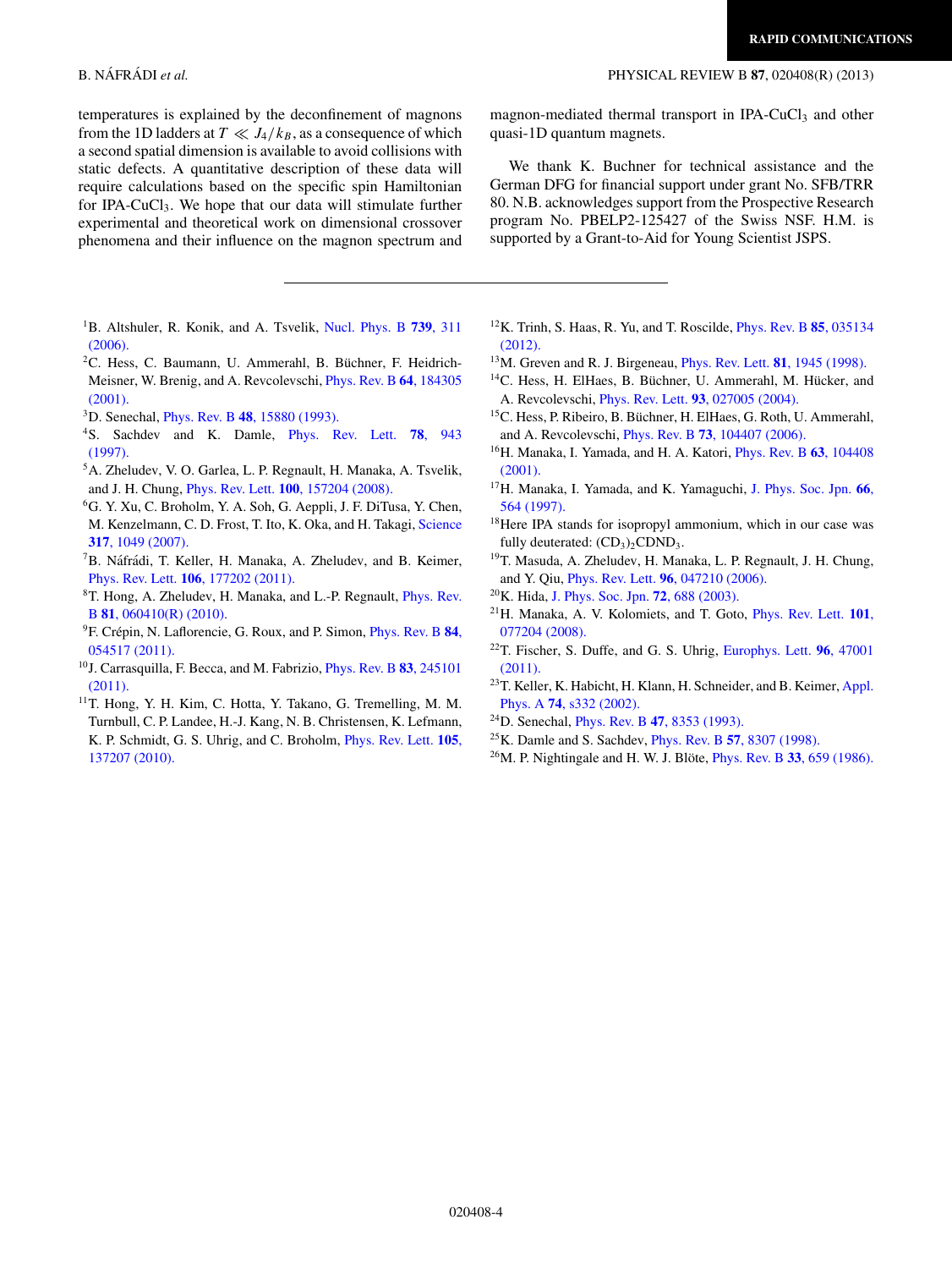temperatures is explained by the deconfinement of magnons from the 1D ladders at $T \ll J_4/k_B$, as a consequence of which a second spatial dimension is available to avoid collisions with static defects. A quantitative description of these data will require calculations based on the specific spin Hamiltonian for IPA-$CuCl_3$. We hope that our data will stimulate further experimental and theoretical work on dimensional crossover phenomena and their influence on the magnon spectrum and magnon-mediated thermal transport in IPA-$CuCl_3$ and other quasi-1D quantum magnets.

We thank K. Buchner for technical assistance and the German DFG for financial support under grant No. SFB/TRR 80. N.B. acknowledges support from the Prospective Research program No. PBELP2-125427 of the Swiss NSF. H.M. is supported by a Grant-to-Aid for Young Scientist JSPS.

---

[1] B. Altshuler, R. Konik, and A. Tsvelik, Nucl. Phys. B **739**, 311 (2006).

[2] C. Hess, C. Baumann, U. Ammerahl, B. Büchner, F. Heidrich-Meisner, W. Brenig, and A. Revcolevschi, Phys. Rev. B **64**, 184305 (2001).

[3] D. Senechal, Phys. Rev. B **48**, 15880 (1993).

[4] S. Sachdev and K. Damle, Phys. Rev. Lett. **78**, 943 (1997).

[5] A. Zheludev, V. O. Garlea, L. P. Regnault, H. Manaka, A. Tsvelik, and J. H. Chung, Phys. Rev. Lett. **100**, 157204 (2008).

[6] G. Y. Xu, C. Broholm, Y. A. Soh, G. Aeppli, J. F. DiTusa, Y. Chen, M. Kenzelmann, C. D. Frost, T. Ito, K. Oka, and H. Takagi, Science **317**, 1049 (2007).

[7] B. Náfrádi, T. Keller, H. Manaka, A. Zheludev, and B. Keimer, Phys. Rev. Lett. **106**, 177202 (2011).

[8] T. Hong, A. Zheludev, H. Manaka, and L.-P. Regnault, Phys. Rev. B **81**, 060410(R) (2010).

[9] F. Crépin, N. Laflorencie, G. Roux, and P. Simon, Phys. Rev. B **84**, 054517 (2011).

[10] J. Carrasquilla, F. Becca, and M. Fabrizio, Phys. Rev. B **83**, 245101 (2011).

[11] T. Hong, Y. H. Kim, C. Hotta, Y. Takano, G. Tremelling, M. M. Turnbull, C. P. Landee, H.-J. Kang, N. B. Christensen, K. Lefmann, K. P. Schmidt, G. S. Uhrig, and C. Broholm, Phys. Rev. Lett. **105**, 137207 (2010).

[12] K. Trinh, S. Haas, R. Yu, and T. Roscilde, Phys. Rev. B **85**, 035134 (2012).

[13] M. Greven and R. J. Birgeneau, Phys. Rev. Lett. **81**, 1945 (1998).

[14] C. Hess, H. ElHaes, B. Büchner, U. Ammerahl, M. Hücker, and A. Revcolevschi, Phys. Rev. Lett. **93**, 027005 (2004).

[15] C. Hess, P. Ribeiro, B. Büchner, H. ElHaes, G. Roth, U. Ammerahl, and A. Revcolevschi, Phys. Rev. B **73**, 104407 (2006).

[16] H. Manaka, I. Yamada, and H. A. Katori, Phys. Rev. B **63**, 104408 (2001).

[17] H. Manaka, I. Yamada, and K. Yamaguchi, J. Phys. Soc. Jpn. **66**, 564 (1997).

[18] Here IPA stands for isopropyl ammonium, which in our case was fully deuterated: $(CD_3)_2CDND_3$.

[19] T. Masuda, A. Zheludev, H. Manaka, L. P. Regnault, J. H. Chung, and Y. Qiu, Phys. Rev. Lett. **96**, 047210 (2006).

[20] K. Hida, J. Phys. Soc. Jpn. **72**, 688 (2003).

[21] H. Manaka, A. V. Kolomiets, and T. Goto, Phys. Rev. Lett. **101**, 077204 (2008).

[22] T. Fischer, S. Duffe, and G. S. Uhrig, Europhys. Lett. **96**, 47001 (2011).

[23] T. Keller, K. Habicht, H. Klann, H. Schneider, and B. Keimer, Appl. Phys. A **74**, s332 (2002).

[24] D. Senechal, Phys. Rev. B **47**, 8353 (1993).

[25] K. Damle and S. Sachdev, Phys. Rev. B **57**, 8307 (1998).

[26] M. P. Nightingale and H. W. J. Blöte, Phys. Rev. B **33**, 659 (1986).